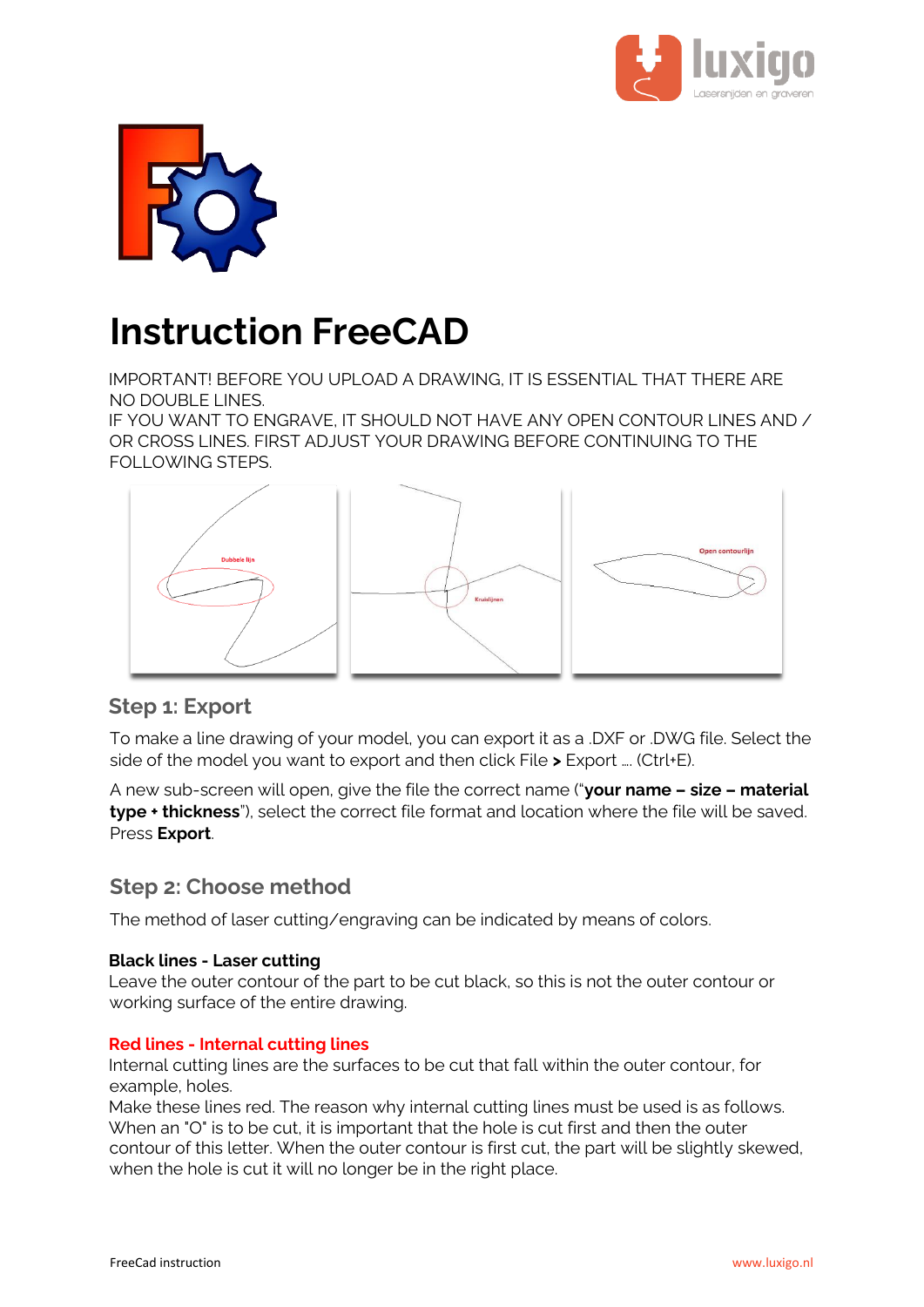# Instruction FreeCAD

IMPORTANT! BEFORE YOU UPLOAD A DRAWING, IT IS ESSENTIAL THAT THERE ARE NO DOUBLE LINES.
IF YOU WANT TO ENGRAVE, IT SHOULD NOT HAVE ANY OPEN CONTOUR LINES AND / OR CROSS LINES. FIRST ADJUST YOUR DRAWING BEFORE CONTINUING TO THE FOLLOWING STEPS.

## Step 1: Export

To make a line drawing of your model, you can export it as a .DXF or .DWG file. Select the side of the model you want to export and then click File **>** Export …. (Ctrl+E).

A new sub-screen will open, give the file the correct name ("**your name – size – material type + thickness**"), select the correct file format and location where the file will be saved. Press **Export**.

## Step 2: Choose method

The method of laser cutting/engraving can be indicated by means of colors.

**Black lines - Laser cutting**
Leave the outer contour of the part to be cut black, so this is not the outer contour or working surface of the entire drawing.

**Red lines - Internal cutting lines**
Internal cutting lines are the surfaces to be cut that fall within the outer contour, for example, holes.
Make these lines red. The reason why internal cutting lines must be used is as follows. When an "O" is to be cut, it is important that the hole is cut first and then the outer contour of this letter. When the outer contour is first cut, the part will be slightly skewed, when the hole is cut it will no longer be in the right place.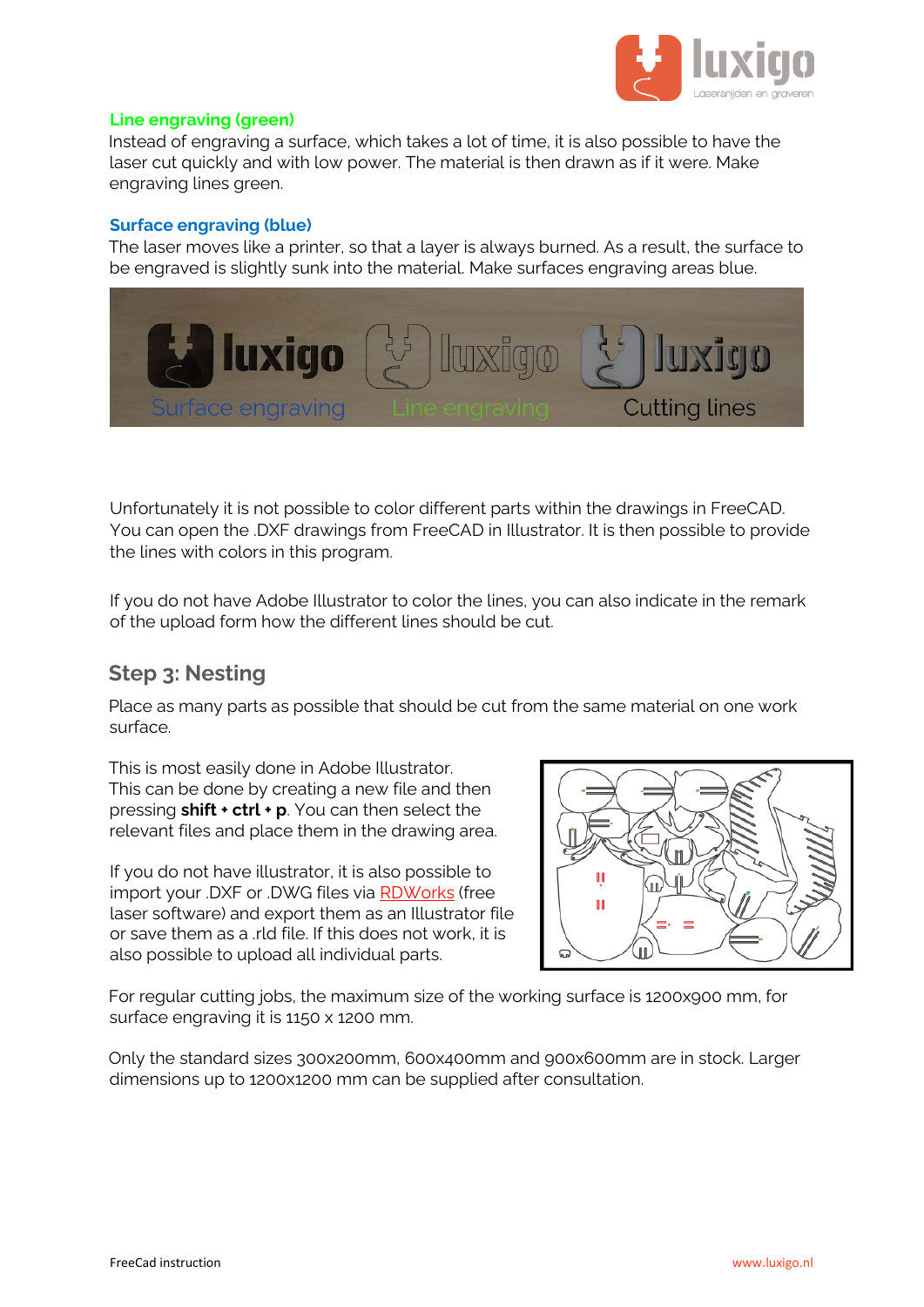### Line engraving (green)

Instead of engraving a surface, which takes a lot of time, it is also possible to have the laser cut quickly and with low power. The material is then drawn as if it were. Make engraving lines green.

### Surface engraving (blue)

The laser moves like a printer, so that a layer is always burned. As a result, the surface to be engraved is slightly sunk into the material. Make surfaces engraving areas blue.

Unfortunately it is not possible to color different parts within the drawings in FreeCAD. You can open the .DXF drawings from FreeCAD in Illustrator. It is then possible to provide the lines with colors in this program.

If you do not have Adobe Illustrator to color the lines, you can also indicate in the remark of the upload form how the different lines should be cut.

## Step 3: Nesting

Place as many parts as possible that should be cut from the same material on one work surface.

This is most easily done in Adobe Illustrator. This can be done by creating a new file and then pressing **shift + ctrl + p**. You can then select the relevant files and place them in the drawing area.

If you do not have illustrator, it is also possible to import your .DXF or .DWG files via RDWorks (free laser software) and export them as an Illustrator file or save them as a .rld file. If this does not work, it is also possible to upload all individual parts.

For regular cutting jobs, the maximum size of the working surface is 1200x900 mm, for surface engraving it is 1150 x 1200 mm.

Only the standard sizes 300x200mm, 600x400mm and 900x600mm are in stock. Larger dimensions up to 1200x1200 mm can be supplied after consultation.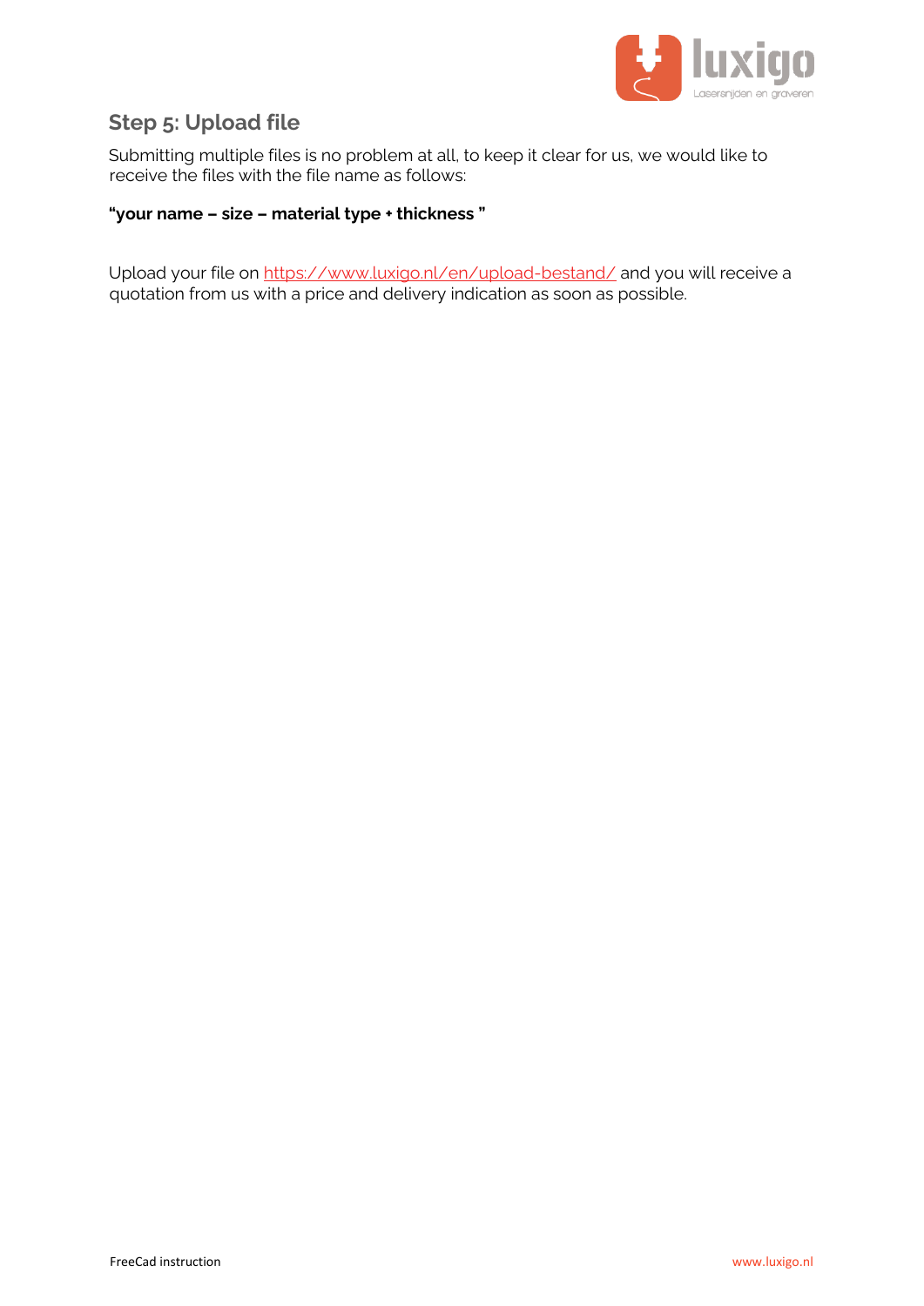## Step 5: Upload file

Submitting multiple files is no problem at all, to keep it clear for us, we would like to receive the files with the file name as follows:

**"your name – size – material type + thickness "**

Upload your file on https://www.luxigo.nl/en/upload-bestand/ and you will receive a quotation from us with a price and delivery indication as soon as possible.